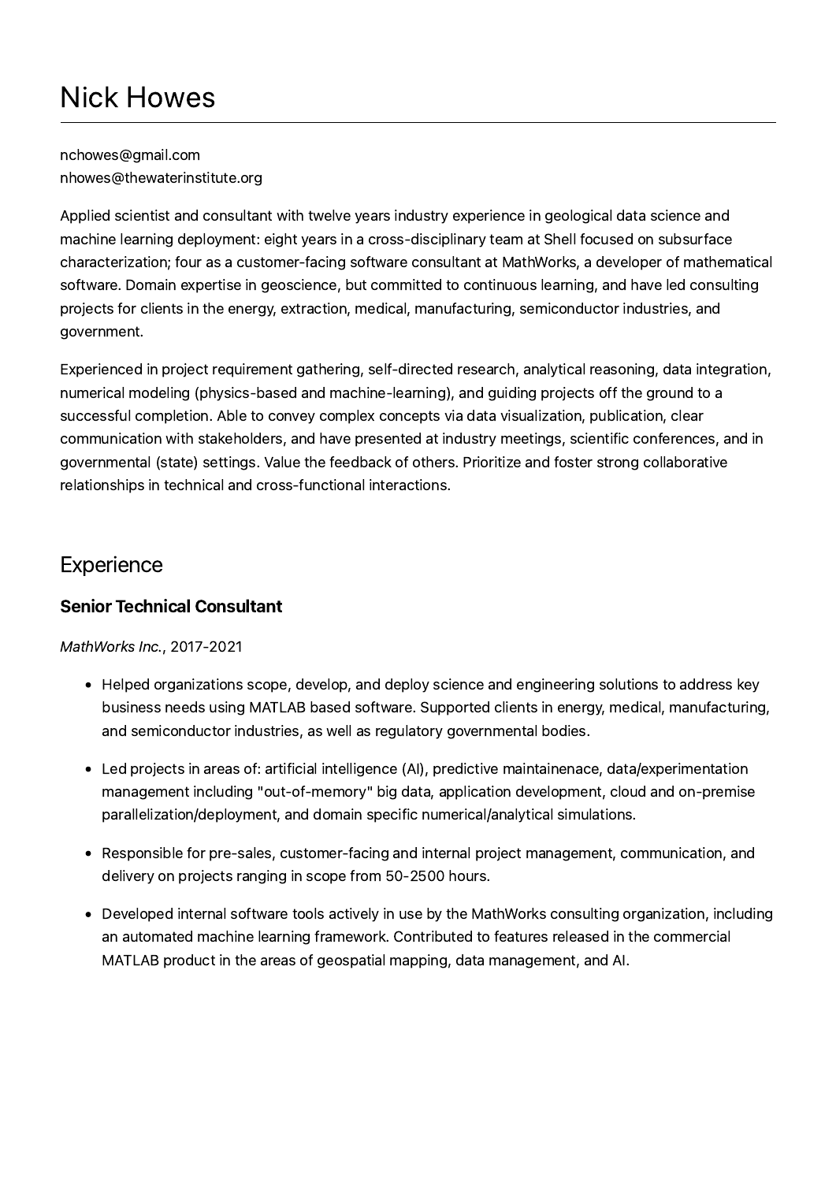# Nick Howes

nchowes@gmail.com
nhowes@thewaterinstitute.org

Applied scientist and consultant with twelve years industry experience in geological data science and machine learning deployment: eight years in a cross-disciplinary team at Shell focused on subsurface characterization; four as a customer-facing software consultant at MathWorks, a developer of mathematical software. Domain expertise in geoscience, but committed to continuous learning, and have led consulting projects for clients in the energy, extraction, medical, manufacturing, semiconductor industries, and government.

Experienced in project requirement gathering, self-directed research, analytical reasoning, data integration, numerical modeling (physics-based and machine-learning), and guiding projects off the ground to a successful completion. Able to convey complex concepts via data visualization, publication, clear communication with stakeholders, and have presented at industry meetings, scientific conferences, and in governmental (state) settings. Value the feedback of others. Prioritize and foster strong collaborative relationships in technical and cross-functional interactions.

## Experience

### Senior Technical Consultant

*MathWorks Inc.*, 2017-2021

- Helped organizations scope, develop, and deploy science and engineering solutions to address key business needs using MATLAB based software. Supported clients in energy, medical, manufacturing, and semiconductor industries, as well as regulatory governmental bodies.
- Led projects in areas of: artificial intelligence (AI), predictive maintainenace, data/experimentation management including "out-of-memory" big data, application development, cloud and on-premise parallelization/deployment, and domain specific numerical/analytical simulations.
- Responsible for pre-sales, customer-facing and internal project management, communication, and delivery on projects ranging in scope from 50-2500 hours.
- Developed internal software tools actively in use by the MathWorks consulting organization, including an automated machine learning framework. Contributed to features released in the commercial MATLAB product in the areas of geospatial mapping, data management, and AI.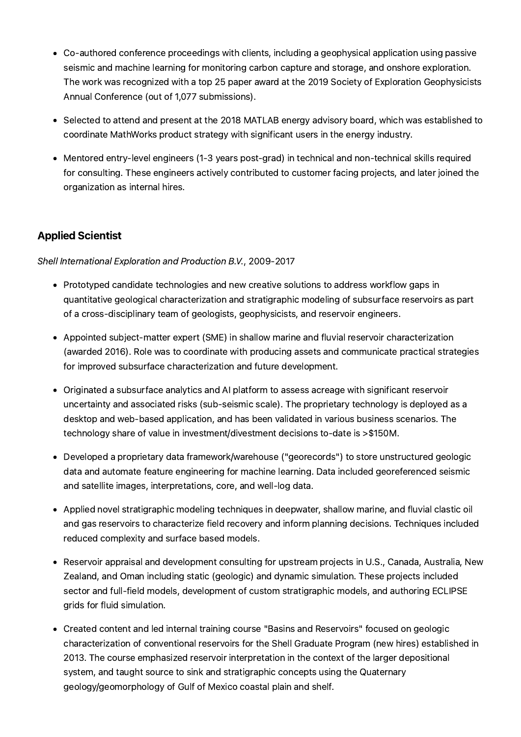- Co-authored conference proceedings with clients, including a geophysical application using passive seismic and machine learning for monitoring carbon capture and storage, and onshore exploration. The work was recognized with a top 25 paper award at the 2019 Society of Exploration Geophysicists Annual Conference (out of 1,077 submissions).
- Selected to attend and present at the 2018 MATLAB energy advisory board, which was established to coordinate MathWorks product strategy with significant users in the energy industry.
- Mentored entry-level engineers (1-3 years post-grad) in technical and non-technical skills required for consulting. These engineers actively contributed to customer facing projects, and later joined the organization as internal hires.

### Applied Scientist

*Shell International Exploration and Production B.V.*, 2009-2017

- Prototyped candidate technologies and new creative solutions to address workflow gaps in quantitative geological characterization and stratigraphic modeling of subsurface reservoirs as part of a cross-disciplinary team of geologists, geophysicists, and reservoir engineers.
- Appointed subject-matter expert (SME) in shallow marine and fluvial reservoir characterization (awarded 2016). Role was to coordinate with producing assets and communicate practical strategies for improved subsurface characterization and future development.
- Originated a subsurface analytics and AI platform to assess acreage with significant reservoir uncertainty and associated risks (sub-seismic scale). The proprietary technology is deployed as a desktop and web-based application, and has been validated in various business scenarios. The technology share of value in investment/divestment decisions to-date is >$150M.
- Developed a proprietary data framework/warehouse ("georecords") to store unstructured geologic data and automate feature engineering for machine learning. Data included georeferenced seismic and satellite images, interpretations, core, and well-log data.
- Applied novel stratigraphic modeling techniques in deepwater, shallow marine, and fluvial clastic oil and gas reservoirs to characterize field recovery and inform planning decisions. Techniques included reduced complexity and surface based models.
- Reservoir appraisal and development consulting for upstream projects in U.S., Canada, Australia, New Zealand, and Oman including static (geologic) and dynamic simulation. These projects included sector and full-field models, development of custom stratigraphic models, and authoring ECLIPSE grids for fluid simulation.
- Created content and led internal training course "Basins and Reservoirs" focused on geologic characterization of conventional reservoirs for the Shell Graduate Program (new hires) established in 2013. The course emphasized reservoir interpretation in the context of the larger depositional system, and taught source to sink and stratigraphic concepts using the Quaternary geology/geomorphology of Gulf of Mexico coastal plain and shelf.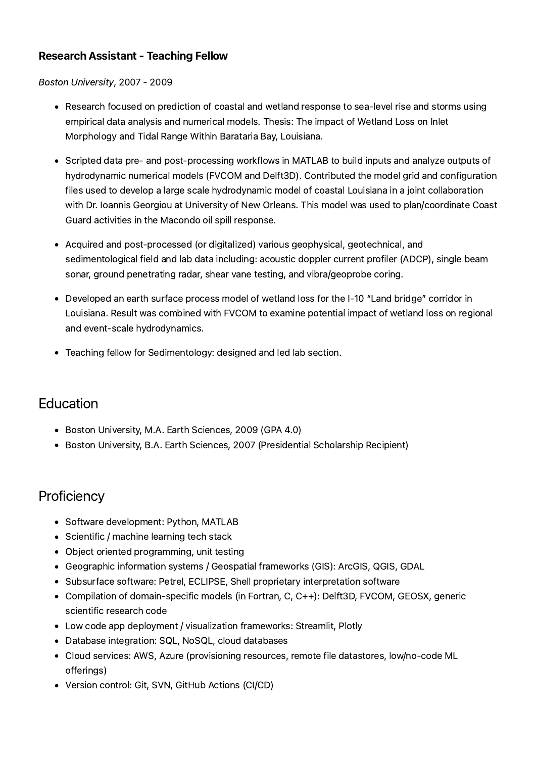### Research Assistant - Teaching Fellow

*Boston University*, 2007 - 2009

- Research focused on prediction of coastal and wetland response to sea-level rise and storms using empirical data analysis and numerical models. Thesis: The impact of Wetland Loss on Inlet Morphology and Tidal Range Within Barataria Bay, Louisiana.
- Scripted data pre- and post-processing workflows in MATLAB to build inputs and analyze outputs of hydrodynamic numerical models (FVCOM and Delft3D). Contributed the model grid and configuration files used to develop a large scale hydrodynamic model of coastal Louisiana in a joint collaboration with Dr. Ioannis Georgiou at University of New Orleans. This model was used to plan/coordinate Coast Guard activities in the Macondo oil spill response.
- Acquired and post-processed (or digitalized) various geophysical, geotechnical, and sedimentological field and lab data including: acoustic doppler current profiler (ADCP), single beam sonar, ground penetrating radar, shear vane testing, and vibra/geoprobe coring.
- Developed an earth surface process model of wetland loss for the I-10 "Land bridge" corridor in Louisiana. Result was combined with FVCOM to examine potential impact of wetland loss on regional and event-scale hydrodynamics.
- Teaching fellow for Sedimentology: designed and led lab section.

## Education

- Boston University, M.A. Earth Sciences, 2009 (GPA 4.0)
- Boston University, B.A. Earth Sciences, 2007 (Presidential Scholarship Recipient)

## Proficiency

- Software development: Python, MATLAB
- Scientific / machine learning tech stack
- Object oriented programming, unit testing
- Geographic information systems / Geospatial frameworks (GIS): ArcGIS, QGIS, GDAL
- Subsurface software: Petrel, ECLIPSE, Shell proprietary interpretation software
- Compilation of domain-specific models (in Fortran, C, C++): Delft3D, FVCOM, GEOSX, generic scientific research code
- Low code app deployment / visualization frameworks: Streamlit, Plotly
- Database integration: SQL, NoSQL, cloud databases
- Cloud services: AWS, Azure (provisioning resources, remote file datastores, low/no-code ML offerings)
- Version control: Git, SVN, GitHub Actions (CI/CD)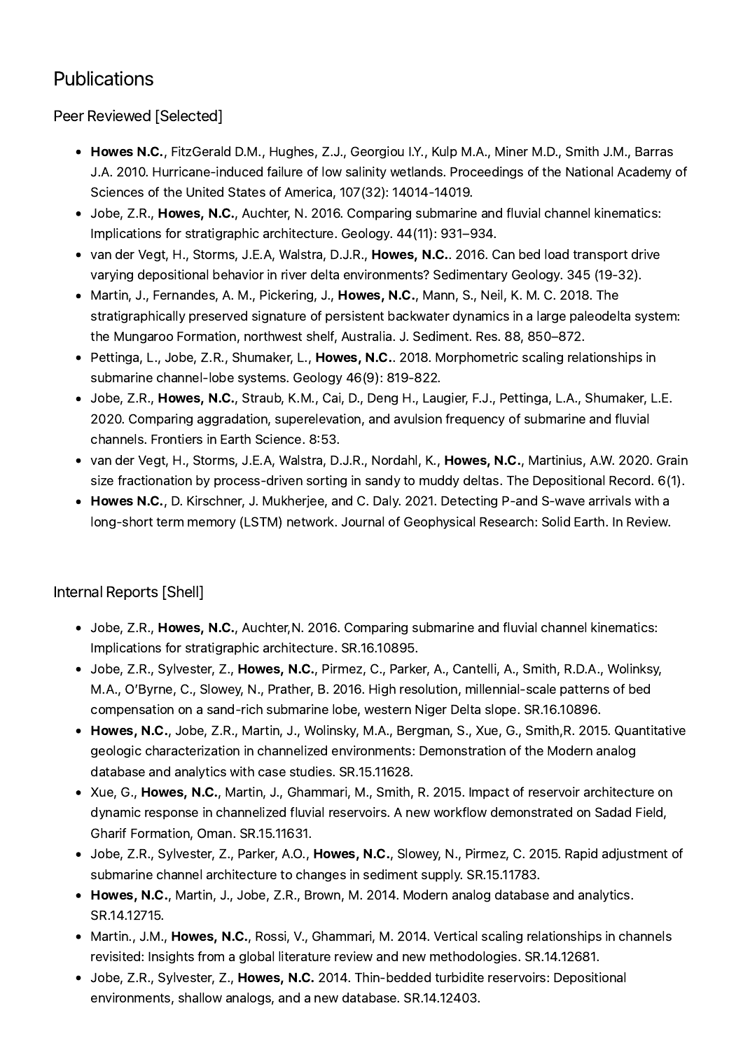## Publications

### Peer Reviewed [Selected]

- **Howes N.C.**, FitzGerald D.M., Hughes, Z.J., Georgiou I.Y., Kulp M.A., Miner M.D., Smith J.M., Barras J.A. 2010. Hurricane-induced failure of low salinity wetlands. Proceedings of the National Academy of Sciences of the United States of America, 107(32): 14014-14019.
- Jobe, Z.R., **Howes, N.C.**, Auchter, N. 2016. Comparing submarine and fluvial channel kinematics: Implications for stratigraphic architecture. Geology. 44(11): 931–934.
- van der Vegt, H., Storms, J.E.A, Walstra, D.J.R., **Howes, N.C.**. 2016. Can bed load transport drive varying depositional behavior in river delta environments? Sedimentary Geology. 345 (19-32).
- Martin, J., Fernandes, A. M., Pickering, J., **Howes, N.C.**, Mann, S., Neil, K. M. C. 2018. The stratigraphically preserved signature of persistent backwater dynamics in a large paleodelta system: the Mungaroo Formation, northwest shelf, Australia. J. Sediment. Res. 88, 850–872.
- Pettinga, L., Jobe, Z.R., Shumaker, L., **Howes, N.C.**. 2018. Morphometric scaling relationships in submarine channel-lobe systems. Geology 46(9): 819-822.
- Jobe, Z.R., **Howes, N.C.**, Straub, K.M., Cai, D., Deng H., Laugier, F.J., Pettinga, L.A., Shumaker, L.E. 2020. Comparing aggradation, superelevation, and avulsion frequency of submarine and fluvial channels. Frontiers in Earth Science. 8:53.
- van der Vegt, H., Storms, J.E.A, Walstra, D.J.R., Nordahl, K., **Howes, N.C.**, Martinius, A.W. 2020. Grain size fractionation by process-driven sorting in sandy to muddy deltas. The Depositional Record. 6(1).
- **Howes N.C.**, D. Kirschner, J. Mukherjee, and C. Daly. 2021. Detecting P-and S-wave arrivals with a long-short term memory (LSTM) network. Journal of Geophysical Research: Solid Earth. In Review.

### Internal Reports [Shell]

- Jobe, Z.R., **Howes, N.C.**, Auchter,N. 2016. Comparing submarine and fluvial channel kinematics: Implications for stratigraphic architecture. SR.16.10895.
- Jobe, Z.R., Sylvester, Z., **Howes, N.C.**, Pirmez, C., Parker, A., Cantelli, A., Smith, R.D.A., Wolinksy, M.A., O'Byrne, C., Slowey, N., Prather, B. 2016. High resolution, millennial-scale patterns of bed compensation on a sand-rich submarine lobe, western Niger Delta slope. SR.16.10896.
- **Howes, N.C.**, Jobe, Z.R., Martin, J., Wolinsky, M.A., Bergman, S., Xue, G., Smith,R. 2015. Quantitative geologic characterization in channelized environments: Demonstration of the Modern analog database and analytics with case studies. SR.15.11628.
- Xue, G., **Howes, N.C.**, Martin, J., Ghammari, M., Smith, R. 2015. Impact of reservoir architecture on dynamic response in channelized fluvial reservoirs. A new workflow demonstrated on Sadad Field, Gharif Formation, Oman. SR.15.11631.
- Jobe, Z.R., Sylvester, Z., Parker, A.O., **Howes, N.C.**, Slowey, N., Pirmez, C. 2015. Rapid adjustment of submarine channel architecture to changes in sediment supply. SR.15.11783.
- **Howes, N.C.**, Martin, J., Jobe, Z.R., Brown, M. 2014. Modern analog database and analytics. SR.14.12715.
- Martin., J.M., **Howes, N.C.**, Rossi, V., Ghammari, M. 2014. Vertical scaling relationships in channels revisited: Insights from a global literature review and new methodologies. SR.14.12681.
- Jobe, Z.R., Sylvester, Z., **Howes, N.C.** 2014. Thin-bedded turbidite reservoirs: Depositional environments, shallow analogs, and a new database. SR.14.12403.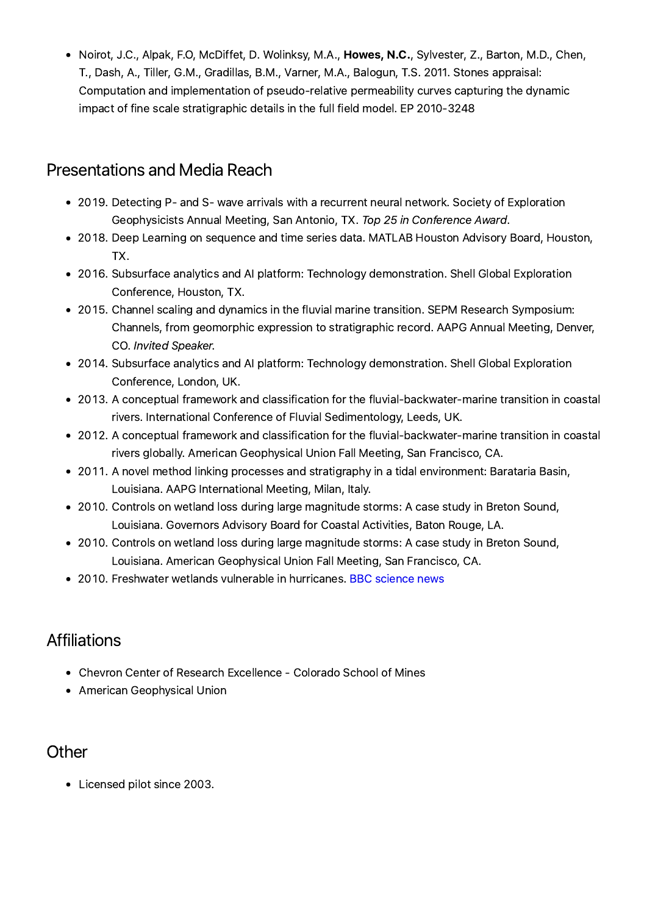- Noirot, J.C., Alpak, F.O, McDiffet, D. Wolinksy, M.A., **Howes, N.C.**, Sylvester, Z., Barton, M.D., Chen, T., Dash, A., Tiller, G.M., Gradillas, B.M., Varner, M.A., Balogun, T.S. 2011. Stones appraisal: Computation and implementation of pseudo-relative permeability curves capturing the dynamic impact of fine scale stratigraphic details in the full field model. EP 2010-3248

## Presentations and Media Reach

- 2019. Detecting P- and S- wave arrivals with a recurrent neural network. Society of Exploration Geophysicists Annual Meeting, San Antonio, TX. *Top 25 in Conference Award*.
- 2018. Deep Learning on sequence and time series data. MATLAB Houston Advisory Board, Houston, TX.
- 2016. Subsurface analytics and AI platform: Technology demonstration. Shell Global Exploration Conference, Houston, TX.
- 2015. Channel scaling and dynamics in the fluvial marine transition. SEPM Research Symposium: Channels, from geomorphic expression to stratigraphic record. AAPG Annual Meeting, Denver, CO. *Invited Speaker*.
- 2014. Subsurface analytics and AI platform: Technology demonstration. Shell Global Exploration Conference, London, UK.
- 2013. A conceptual framework and classification for the fluvial-backwater-marine transition in coastal rivers. International Conference of Fluvial Sedimentology, Leeds, UK.
- 2012. A conceptual framework and classification for the fluvial-backwater-marine transition in coastal rivers globally. American Geophysical Union Fall Meeting, San Francisco, CA.
- 2011. A novel method linking processes and stratigraphy in a tidal environment: Barataria Basin, Louisiana. AAPG International Meeting, Milan, Italy.
- 2010. Controls on wetland loss during large magnitude storms: A case study in Breton Sound, Louisiana. Governors Advisory Board for Coastal Activities, Baton Rouge, LA.
- 2010. Controls on wetland loss during large magnitude storms: A case study in Breton Sound, Louisiana. American Geophysical Union Fall Meeting, San Francisco, CA.
- 2010. Freshwater wetlands vulnerable in hurricanes. BBC science news

## Affiliations

- Chevron Center of Research Excellence - Colorado School of Mines
- American Geophysical Union

## Other

- Licensed pilot since 2003.